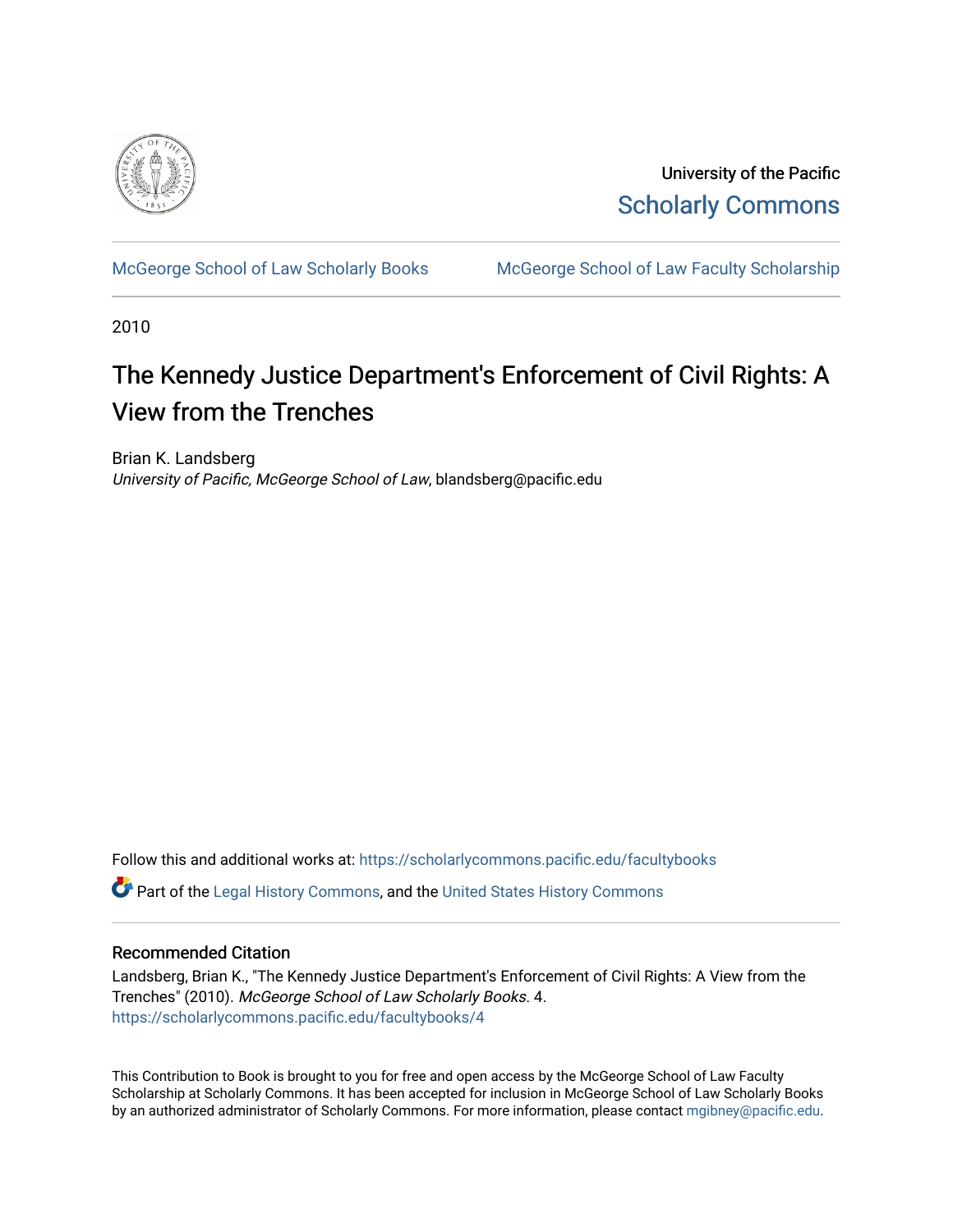University of the Pacific
Scholarly Commons

McGeorge School of Law Scholarly Books    McGeorge School of Law Faculty Scholarship

2010

# The Kennedy Justice Department's Enforcement of Civil Rights: A View from the Trenches

Brian K. Landsberg
*University of Pacific, McGeorge School of Law*, blandsberg@pacific.edu

Follow this and additional works at: https://scholarlycommons.pacific.edu/facultybooks

Part of the Legal History Commons, and the United States History Commons

## Recommended Citation

Landsberg, Brian K., "The Kennedy Justice Department's Enforcement of Civil Rights: A View from the Trenches" (2010). *McGeorge School of Law Scholarly Books*. 4.
https://scholarlycommons.pacific.edu/facultybooks/4

This Contribution to Book is brought to you for free and open access by the McGeorge School of Law Faculty Scholarship at Scholarly Commons. It has been accepted for inclusion in McGeorge School of Law Scholarly Books by an authorized administrator of Scholarly Commons. For more information, please contact mgibney@pacific.edu.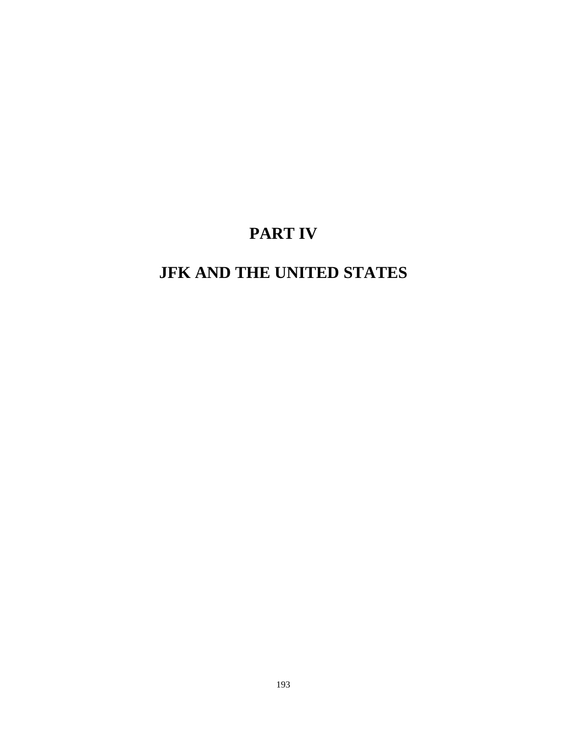# PART IV

# JFK AND THE UNITED STATES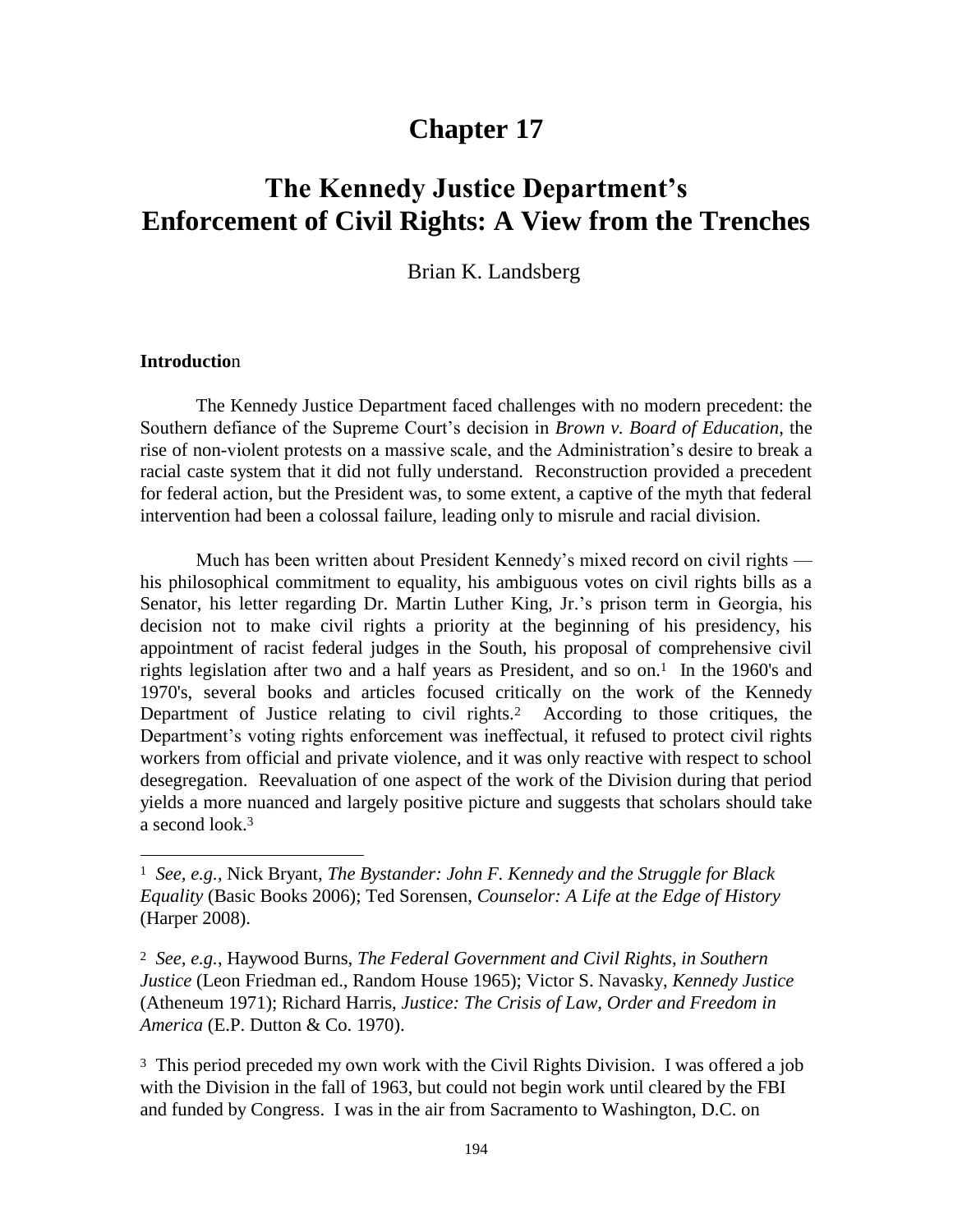# Chapter 17

# The Kennedy Justice Department's Enforcement of Civil Rights: A View from the Trenches

Brian K. Landsberg

**Introduction**

The Kennedy Justice Department faced challenges with no modern precedent: the Southern defiance of the Supreme Court's decision in *Brown v. Board of Education*, the rise of non-violent protests on a massive scale, and the Administration's desire to break a racial caste system that it did not fully understand. Reconstruction provided a precedent for federal action, but the President was, to some extent, a captive of the myth that federal intervention had been a colossal failure, leading only to misrule and racial division.

Much has been written about President Kennedy's mixed record on civil rights — his philosophical commitment to equality, his ambiguous votes on civil rights bills as a Senator, his letter regarding Dr. Martin Luther King, Jr.'s prison term in Georgia, his decision not to make civil rights a priority at the beginning of his presidency, his appointment of racist federal judges in the South, his proposal of comprehensive civil rights legislation after two and a half years as President, and so on.[1] In the 1960's and 1970's, several books and articles focused critically on the work of the Kennedy Department of Justice relating to civil rights.[2] According to those critiques, the Department's voting rights enforcement was ineffectual, it refused to protect civil rights workers from official and private violence, and it was only reactive with respect to school desegregation. Reevaluation of one aspect of the work of the Division during that period yields a more nuanced and largely positive picture and suggests that scholars should take a second look.[3]

---

[1] *See, e.g.*, Nick Bryant, *The Bystander: John F. Kennedy and the Struggle for Black Equality* (Basic Books 2006); Ted Sorensen, *Counselor: A Life at the Edge of History* (Harper 2008).

[2] *See, e.g.*, Haywood Burns, *The Federal Government and Civil Rights*, *in Southern Justice* (Leon Friedman ed., Random House 1965); Victor S. Navasky, *Kennedy Justice* (Atheneum 1971); Richard Harris, *Justice: The Crisis of Law, Order and Freedom in America* (E.P. Dutton & Co. 1970).

[3] This period preceded my own work with the Civil Rights Division. I was offered a job with the Division in the fall of 1963, but could not begin work until cleared by the FBI and funded by Congress. I was in the air from Sacramento to Washington, D.C. on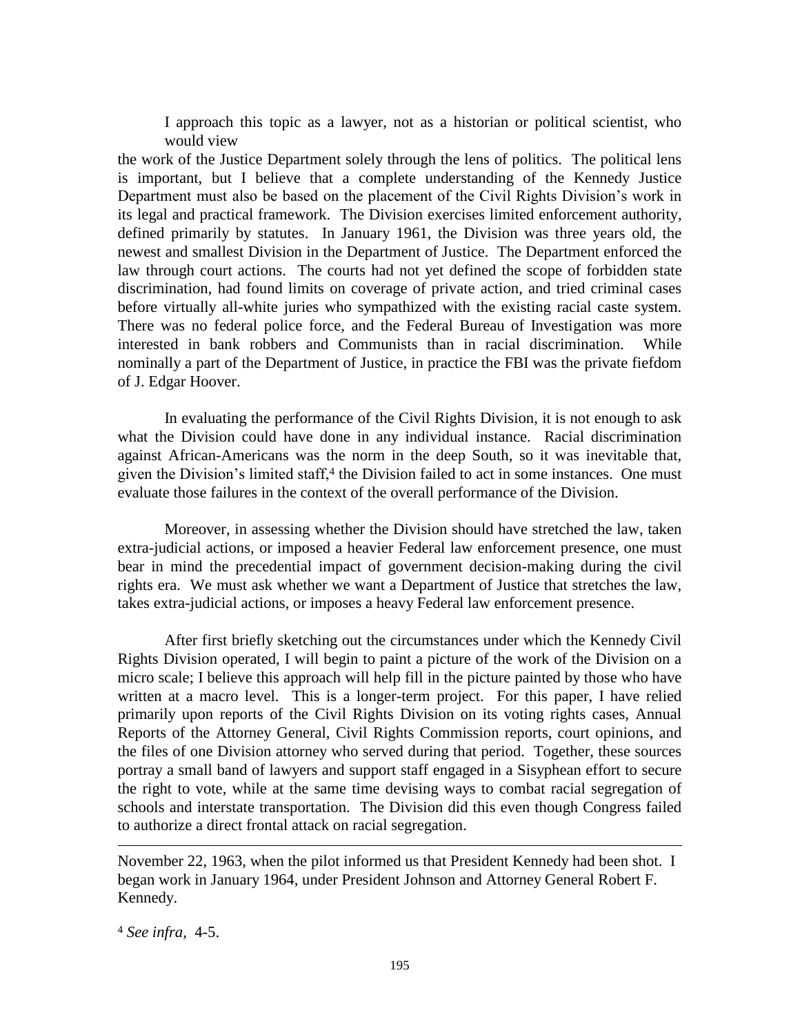I approach this topic as a lawyer, not as a historian or political scientist, who would view the work of the Justice Department solely through the lens of politics. The political lens is important, but I believe that a complete understanding of the Kennedy Justice Department must also be based on the placement of the Civil Rights Division's work in its legal and practical framework. The Division exercises limited enforcement authority, defined primarily by statutes. In January 1961, the Division was three years old, the newest and smallest Division in the Department of Justice. The Department enforced the law through court actions. The courts had not yet defined the scope of forbidden state discrimination, had found limits on coverage of private action, and tried criminal cases before virtually all-white juries who sympathized with the existing racial caste system. There was no federal police force, and the Federal Bureau of Investigation was more interested in bank robbers and Communists than in racial discrimination. While nominally a part of the Department of Justice, in practice the FBI was the private fiefdom of J. Edgar Hoover.

In evaluating the performance of the Civil Rights Division, it is not enough to ask what the Division could have done in any individual instance. Racial discrimination against African-Americans was the norm in the deep South, so it was inevitable that, given the Division's limited staff,[4] the Division failed to act in some instances. One must evaluate those failures in the context of the overall performance of the Division.

Moreover, in assessing whether the Division should have stretched the law, taken extra-judicial actions, or imposed a heavier Federal law enforcement presence, one must bear in mind the precedential impact of government decision-making during the civil rights era. We must ask whether we want a Department of Justice that stretches the law, takes extra-judicial actions, or imposes a heavy Federal law enforcement presence.

After first briefly sketching out the circumstances under which the Kennedy Civil Rights Division operated, I will begin to paint a picture of the work of the Division on a micro scale; I believe this approach will help fill in the picture painted by those who have written at a macro level. This is a longer-term project. For this paper, I have relied primarily upon reports of the Civil Rights Division on its voting rights cases, Annual Reports of the Attorney General, Civil Rights Commission reports, court opinions, and the files of one Division attorney who served during that period. Together, these sources portray a small band of lawyers and support staff engaged in a Sisyphean effort to secure the right to vote, while at the same time devising ways to combat racial segregation of schools and interstate transportation. The Division did this even though Congress failed to authorize a direct frontal attack on racial segregation.

---

November 22, 1963, when the pilot informed us that President Kennedy had been shot. I began work in January 1964, under President Johnson and Attorney General Robert F. Kennedy.

[4] *See infra*, 4-5.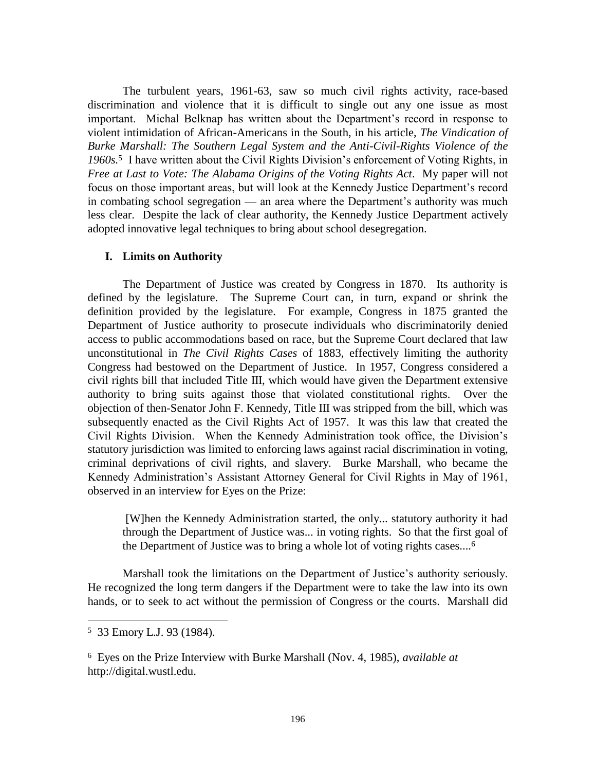The turbulent years, 1961-63, saw so much civil rights activity, race-based discrimination and violence that it is difficult to single out any one issue as most important. Michal Belknap has written about the Department's record in response to violent intimidation of African-Americans in the South, in his article, *The Vindication of Burke Marshall: The Southern Legal System and the Anti-Civil-Rights Violence of the 1960s*.[5] I have written about the Civil Rights Division's enforcement of Voting Rights, in *Free at Last to Vote: The Alabama Origins of the Voting Rights Act*. My paper will not focus on those important areas, but will look at the Kennedy Justice Department's record in combating school segregation — an area where the Department's authority was much less clear. Despite the lack of clear authority, the Kennedy Justice Department actively adopted innovative legal techniques to bring about school desegregation.

## I. Limits on Authority

The Department of Justice was created by Congress in 1870. Its authority is defined by the legislature. The Supreme Court can, in turn, expand or shrink the definition provided by the legislature. For example, Congress in 1875 granted the Department of Justice authority to prosecute individuals who discriminatorily denied access to public accommodations based on race, but the Supreme Court declared that law unconstitutional in *The Civil Rights Cases* of 1883, effectively limiting the authority Congress had bestowed on the Department of Justice. In 1957, Congress considered a civil rights bill that included Title III, which would have given the Department extensive authority to bring suits against those that violated constitutional rights. Over the objection of then-Senator John F. Kennedy, Title III was stripped from the bill, which was subsequently enacted as the Civil Rights Act of 1957. It was this law that created the Civil Rights Division. When the Kennedy Administration took office, the Division's statutory jurisdiction was limited to enforcing laws against racial discrimination in voting, criminal deprivations of civil rights, and slavery. Burke Marshall, who became the Kennedy Administration's Assistant Attorney General for Civil Rights in May of 1961, observed in an interview for Eyes on the Prize:

> [W]hen the Kennedy Administration started, the only... statutory authority it had through the Department of Justice was... in voting rights. So that the first goal of the Department of Justice was to bring a whole lot of voting rights cases....[6]

Marshall took the limitations on the Department of Justice's authority seriously. He recognized the long term dangers if the Department were to take the law into its own hands, or to seek to act without the permission of Congress or the courts. Marshall did

---

[5] 33 Emory L.J. 93 (1984).

[6] Eyes on the Prize Interview with Burke Marshall (Nov. 4, 1985), *available at* http://digital.wustl.edu.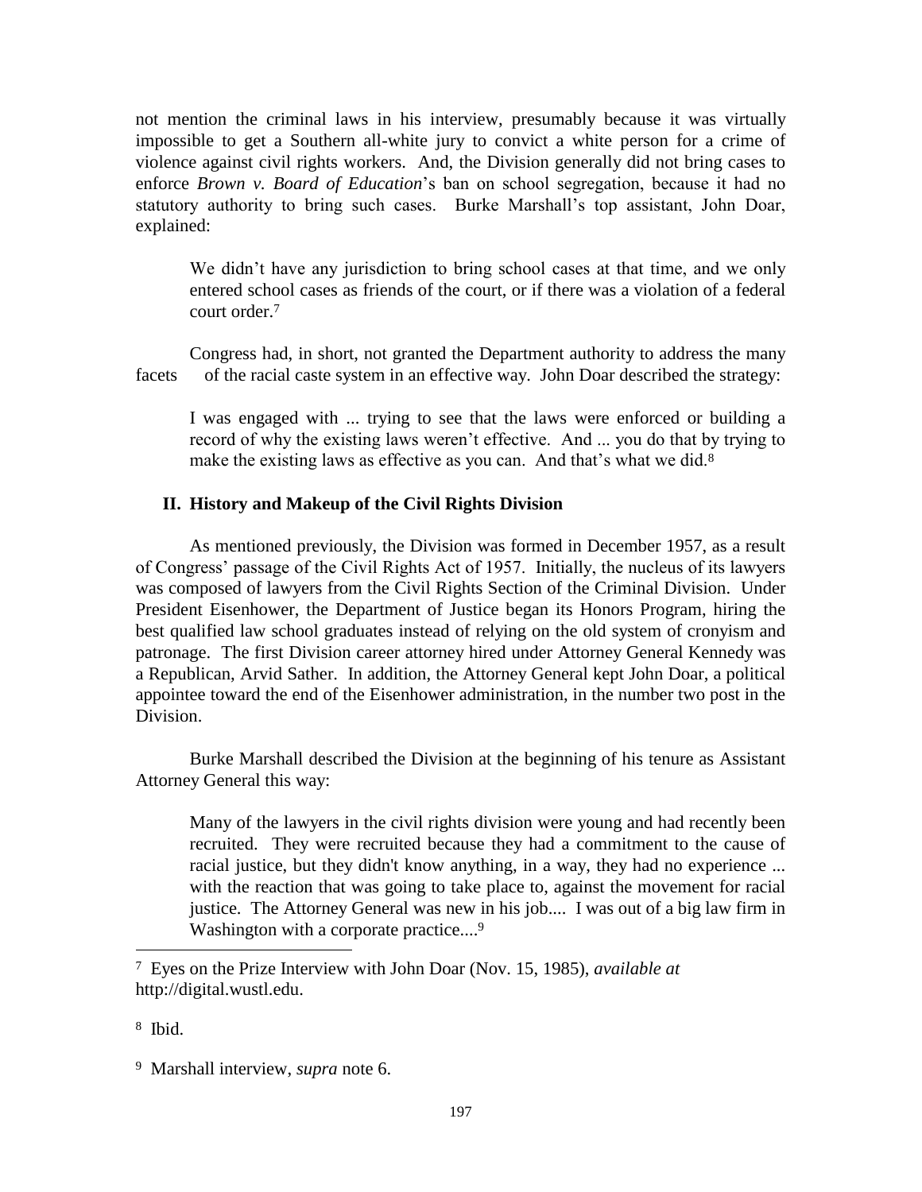not mention the criminal laws in his interview, presumably because it was virtually impossible to get a Southern all-white jury to convict a white person for a crime of violence against civil rights workers. And, the Division generally did not bring cases to enforce *Brown v. Board of Education*'s ban on school segregation, because it had no statutory authority to bring such cases. Burke Marshall's top assistant, John Doar, explained:

> We didn't have any jurisdiction to bring school cases at that time, and we only entered school cases as friends of the court, or if there was a violation of a federal court order.[7]

Congress had, in short, not granted the Department authority to address the many facets of the racial caste system in an effective way. John Doar described the strategy:

> I was engaged with ... trying to see that the laws were enforced or building a record of why the existing laws weren't effective. And ... you do that by trying to make the existing laws as effective as you can. And that's what we did.[8]

## II. History and Makeup of the Civil Rights Division

As mentioned previously, the Division was formed in December 1957, as a result of Congress' passage of the Civil Rights Act of 1957. Initially, the nucleus of its lawyers was composed of lawyers from the Civil Rights Section of the Criminal Division. Under President Eisenhower, the Department of Justice began its Honors Program, hiring the best qualified law school graduates instead of relying on the old system of cronyism and patronage. The first Division career attorney hired under Attorney General Kennedy was a Republican, Arvid Sather. In addition, the Attorney General kept John Doar, a political appointee toward the end of the Eisenhower administration, in the number two post in the Division.

Burke Marshall described the Division at the beginning of his tenure as Assistant Attorney General this way:

> Many of the lawyers in the civil rights division were young and had recently been recruited. They were recruited because they had a commitment to the cause of racial justice, but they didn't know anything, in a way, they had no experience ... with the reaction that was going to take place to, against the movement for racial justice. The Attorney General was new in his job.... I was out of a big law firm in Washington with a corporate practice....[9]

---

[7] Eyes on the Prize Interview with John Doar (Nov. 15, 1985), *available at* http://digital.wustl.edu.

[8] Ibid.

[9] Marshall interview, *supra* note 6.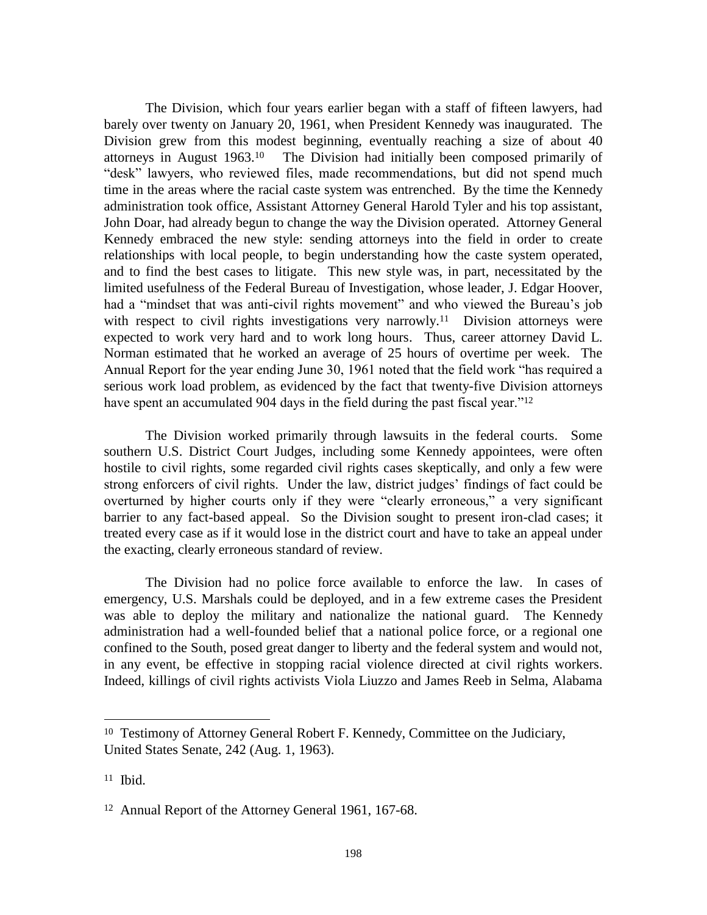The Division, which four years earlier began with a staff of fifteen lawyers, had barely over twenty on January 20, 1961, when President Kennedy was inaugurated. The Division grew from this modest beginning, eventually reaching a size of about 40 attorneys in August 1963.[10] The Division had initially been composed primarily of "desk" lawyers, who reviewed files, made recommendations, but did not spend much time in the areas where the racial caste system was entrenched. By the time the Kennedy administration took office, Assistant Attorney General Harold Tyler and his top assistant, John Doar, had already begun to change the way the Division operated. Attorney General Kennedy embraced the new style: sending attorneys into the field in order to create relationships with local people, to begin understanding how the caste system operated, and to find the best cases to litigate. This new style was, in part, necessitated by the limited usefulness of the Federal Bureau of Investigation, whose leader, J. Edgar Hoover, had a "mindset that was anti-civil rights movement" and who viewed the Bureau's job with respect to civil rights investigations very narrowly.[11] Division attorneys were expected to work very hard and to work long hours. Thus, career attorney David L. Norman estimated that he worked an average of 25 hours of overtime per week. The Annual Report for the year ending June 30, 1961 noted that the field work "has required a serious work load problem, as evidenced by the fact that twenty-five Division attorneys have spent an accumulated 904 days in the field during the past fiscal year."[12]

The Division worked primarily through lawsuits in the federal courts. Some southern U.S. District Court Judges, including some Kennedy appointees, were often hostile to civil rights, some regarded civil rights cases skeptically, and only a few were strong enforcers of civil rights. Under the law, district judges' findings of fact could be overturned by higher courts only if they were "clearly erroneous," a very significant barrier to any fact-based appeal. So the Division sought to present iron-clad cases; it treated every case as if it would lose in the district court and have to take an appeal under the exacting, clearly erroneous standard of review.

The Division had no police force available to enforce the law. In cases of emergency, U.S. Marshals could be deployed, and in a few extreme cases the President was able to deploy the military and nationalize the national guard. The Kennedy administration had a well-founded belief that a national police force, or a regional one confined to the South, posed great danger to liberty and the federal system and would not, in any event, be effective in stopping racial violence directed at civil rights workers. Indeed, killings of civil rights activists Viola Liuzzo and James Reeb in Selma, Alabama

---

[10] Testimony of Attorney General Robert F. Kennedy, Committee on the Judiciary, United States Senate, 242 (Aug. 1, 1963).

[11] Ibid.

[12] Annual Report of the Attorney General 1961, 167-68.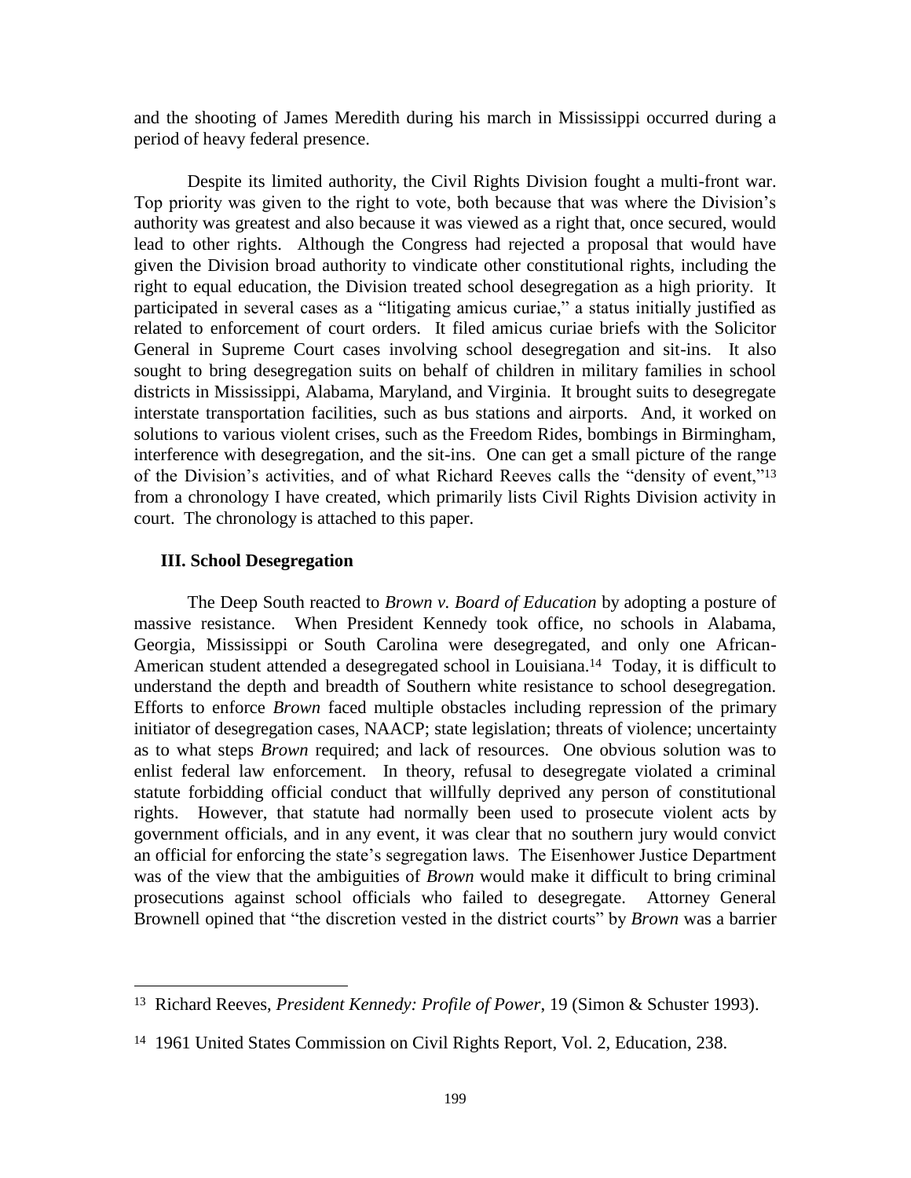and the shooting of James Meredith during his march in Mississippi occurred during a period of heavy federal presence.

Despite its limited authority, the Civil Rights Division fought a multi-front war. Top priority was given to the right to vote, both because that was where the Division's authority was greatest and also because it was viewed as a right that, once secured, would lead to other rights. Although the Congress had rejected a proposal that would have given the Division broad authority to vindicate other constitutional rights, including the right to equal education, the Division treated school desegregation as a high priority. It participated in several cases as a "litigating amicus curiae," a status initially justified as related to enforcement of court orders. It filed amicus curiae briefs with the Solicitor General in Supreme Court cases involving school desegregation and sit-ins. It also sought to bring desegregation suits on behalf of children in military families in school districts in Mississippi, Alabama, Maryland, and Virginia. It brought suits to desegregate interstate transportation facilities, such as bus stations and airports. And, it worked on solutions to various violent crises, such as the Freedom Rides, bombings in Birmingham, interference with desegregation, and the sit-ins. One can get a small picture of the range of the Division's activities, and of what Richard Reeves calls the "density of event,"[13] from a chronology I have created, which primarily lists Civil Rights Division activity in court. The chronology is attached to this paper.

### III. School Desegregation

The Deep South reacted to *Brown v. Board of Education* by adopting a posture of massive resistance. When President Kennedy took office, no schools in Alabama, Georgia, Mississippi or South Carolina were desegregated, and only one African-American student attended a desegregated school in Louisiana.[14] Today, it is difficult to understand the depth and breadth of Southern white resistance to school desegregation. Efforts to enforce *Brown* faced multiple obstacles including repression of the primary initiator of desegregation cases, NAACP; state legislation; threats of violence; uncertainty as to what steps *Brown* required; and lack of resources. One obvious solution was to enlist federal law enforcement. In theory, refusal to desegregate violated a criminal statute forbidding official conduct that willfully deprived any person of constitutional rights. However, that statute had normally been used to prosecute violent acts by government officials, and in any event, it was clear that no southern jury would convict an official for enforcing the state's segregation laws. The Eisenhower Justice Department was of the view that the ambiguities of *Brown* would make it difficult to bring criminal prosecutions against school officials who failed to desegregate. Attorney General Brownell opined that "the discretion vested in the district courts" by *Brown* was a barrier

---

[13] Richard Reeves, *President Kennedy: Profile of Power*, 19 (Simon & Schuster 1993).

[14] 1961 United States Commission on Civil Rights Report, Vol. 2, Education, 238.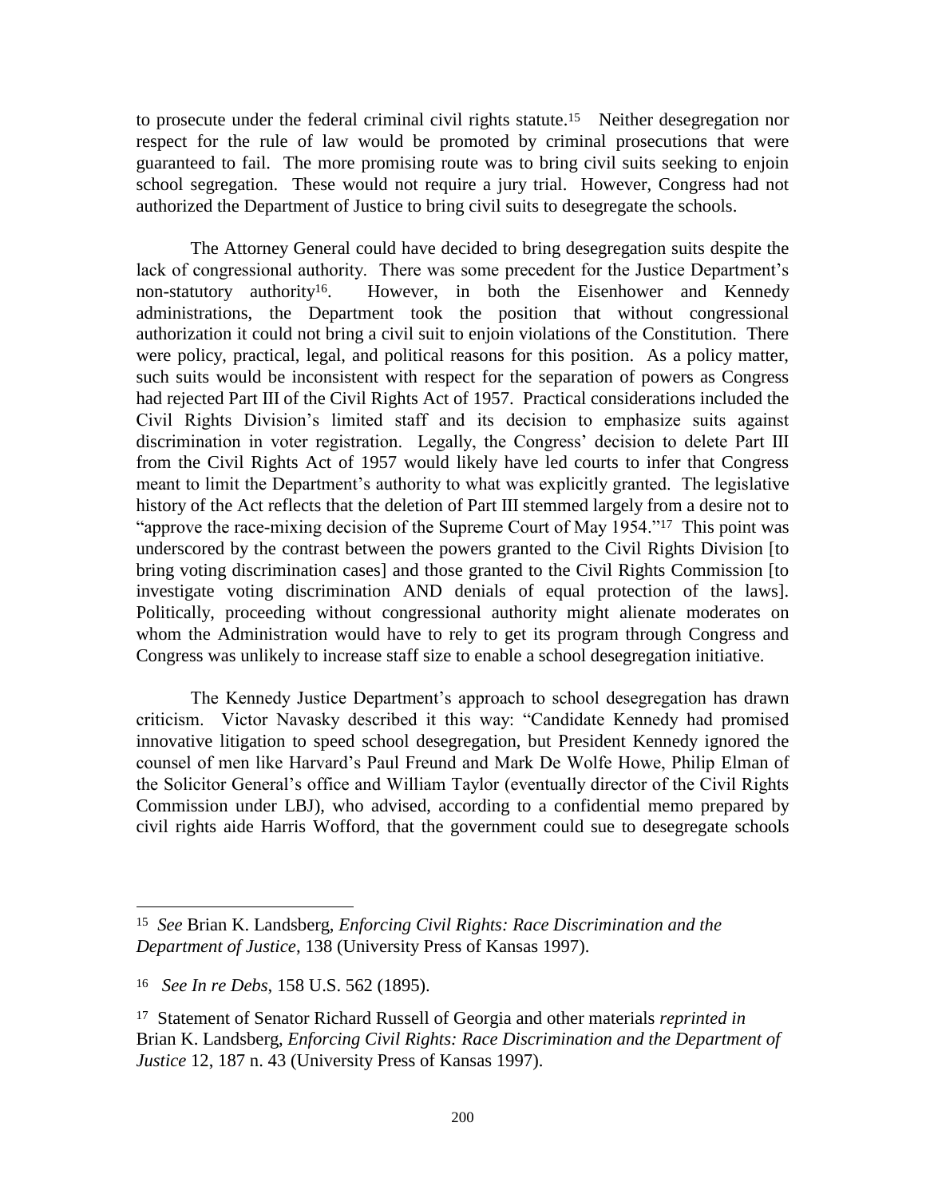to prosecute under the federal criminal civil rights statute.[15] Neither desegregation nor respect for the rule of law would be promoted by criminal prosecutions that were guaranteed to fail. The more promising route was to bring civil suits seeking to enjoin school segregation. These would not require a jury trial. However, Congress had not authorized the Department of Justice to bring civil suits to desegregate the schools.

The Attorney General could have decided to bring desegregation suits despite the lack of congressional authority. There was some precedent for the Justice Department's non-statutory authority[16]. However, in both the Eisenhower and Kennedy administrations, the Department took the position that without congressional authorization it could not bring a civil suit to enjoin violations of the Constitution. There were policy, practical, legal, and political reasons for this position. As a policy matter, such suits would be inconsistent with respect for the separation of powers as Congress had rejected Part III of the Civil Rights Act of 1957. Practical considerations included the Civil Rights Division's limited staff and its decision to emphasize suits against discrimination in voter registration. Legally, the Congress' decision to delete Part III from the Civil Rights Act of 1957 would likely have led courts to infer that Congress meant to limit the Department's authority to what was explicitly granted. The legislative history of the Act reflects that the deletion of Part III stemmed largely from a desire not to "approve the race-mixing decision of the Supreme Court of May 1954."[17] This point was underscored by the contrast between the powers granted to the Civil Rights Division [to bring voting discrimination cases] and those granted to the Civil Rights Commission [to investigate voting discrimination AND denials of equal protection of the laws]. Politically, proceeding without congressional authority might alienate moderates on whom the Administration would have to rely to get its program through Congress and Congress was unlikely to increase staff size to enable a school desegregation initiative.

The Kennedy Justice Department's approach to school desegregation has drawn criticism. Victor Navasky described it this way: "Candidate Kennedy had promised innovative litigation to speed school desegregation, but President Kennedy ignored the counsel of men like Harvard's Paul Freund and Mark De Wolfe Howe, Philip Elman of the Solicitor General's office and William Taylor (eventually director of the Civil Rights Commission under LBJ), who advised, according to a confidential memo prepared by civil rights aide Harris Wofford, that the government could sue to desegregate schools

---

[15] *See* Brian K. Landsberg, *Enforcing Civil Rights: Race Discrimination and the Department of Justice*, 138 (University Press of Kansas 1997).

[16] *See In re Debs*, 158 U.S. 562 (1895).

[17] Statement of Senator Richard Russell of Georgia and other materials *reprinted in* Brian K. Landsberg, *Enforcing Civil Rights: Race Discrimination and the Department of Justice* 12, 187 n. 43 (University Press of Kansas 1997).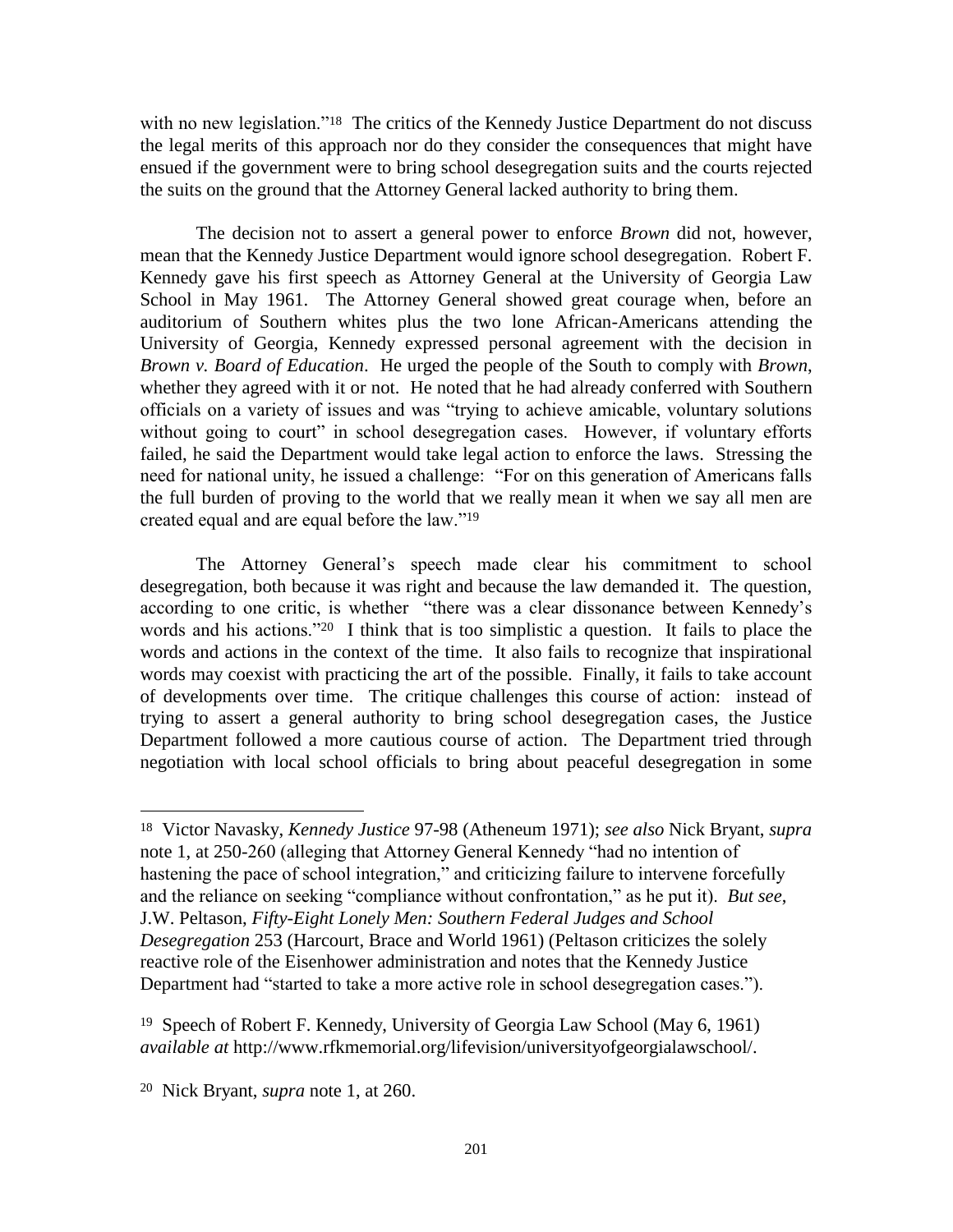with no new legislation."[18] The critics of the Kennedy Justice Department do not discuss the legal merits of this approach nor do they consider the consequences that might have ensued if the government were to bring school desegregation suits and the courts rejected the suits on the ground that the Attorney General lacked authority to bring them.

The decision not to assert a general power to enforce *Brown* did not, however, mean that the Kennedy Justice Department would ignore school desegregation. Robert F. Kennedy gave his first speech as Attorney General at the University of Georgia Law School in May 1961. The Attorney General showed great courage when, before an auditorium of Southern whites plus the two lone African-Americans attending the University of Georgia, Kennedy expressed personal agreement with the decision in *Brown v. Board of Education*. He urged the people of the South to comply with *Brown*, whether they agreed with it or not. He noted that he had already conferred with Southern officials on a variety of issues and was "trying to achieve amicable, voluntary solutions without going to court" in school desegregation cases. However, if voluntary efforts failed, he said the Department would take legal action to enforce the laws. Stressing the need for national unity, he issued a challenge: "For on this generation of Americans falls the full burden of proving to the world that we really mean it when we say all men are created equal and are equal before the law."[19]

The Attorney General's speech made clear his commitment to school desegregation, both because it was right and because the law demanded it. The question, according to one critic, is whether "there was a clear dissonance between Kennedy's words and his actions."[20] I think that is too simplistic a question. It fails to place the words and actions in the context of the time. It also fails to recognize that inspirational words may coexist with practicing the art of the possible. Finally, it fails to take account of developments over time. The critique challenges this course of action: instead of trying to assert a general authority to bring school desegregation cases, the Justice Department followed a more cautious course of action. The Department tried through negotiation with local school officials to bring about peaceful desegregation in some

---

[18] Victor Navasky, *Kennedy Justice* 97-98 (Atheneum 1971); *see also* Nick Bryant, *supra* note 1, at 250-260 (alleging that Attorney General Kennedy "had no intention of hastening the pace of school integration," and criticizing failure to intervene forcefully and the reliance on seeking "compliance without confrontation," as he put it). *But see*, J.W. Peltason, *Fifty-Eight Lonely Men: Southern Federal Judges and School Desegregation* 253 (Harcourt, Brace and World 1961) (Peltason criticizes the solely reactive role of the Eisenhower administration and notes that the Kennedy Justice Department had "started to take a more active role in school desegregation cases.").

[19] Speech of Robert F. Kennedy, University of Georgia Law School (May 6, 1961) *available at* http://www.rfkmemorial.org/lifevision/universityofgeorgialawschool/.

[20] Nick Bryant, *supra* note 1, at 260.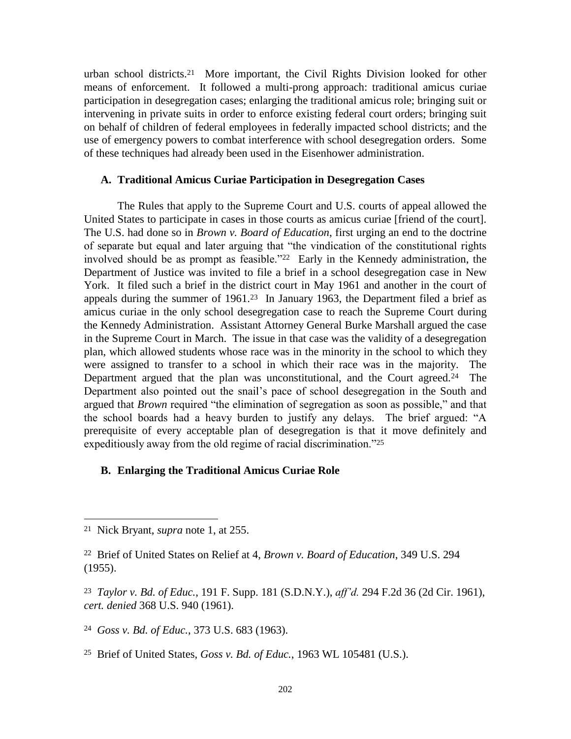urban school districts.[21] More important, the Civil Rights Division looked for other means of enforcement. It followed a multi-prong approach: traditional amicus curiae participation in desegregation cases; enlarging the traditional amicus role; bringing suit or intervening in private suits in order to enforce existing federal court orders; bringing suit on behalf of children of federal employees in federally impacted school districts; and the use of emergency powers to combat interference with school desegregation orders. Some of these techniques had already been used in the Eisenhower administration.

### A. Traditional Amicus Curiae Participation in Desegregation Cases

The Rules that apply to the Supreme Court and U.S. courts of appeal allowed the United States to participate in cases in those courts as amicus curiae [friend of the court]. The U.S. had done so in *Brown v. Board of Education*, first urging an end to the doctrine of separate but equal and later arguing that "the vindication of the constitutional rights involved should be as prompt as feasible."[22] Early in the Kennedy administration, the Department of Justice was invited to file a brief in a school desegregation case in New York. It filed such a brief in the district court in May 1961 and another in the court of appeals during the summer of 1961.[23] In January 1963, the Department filed a brief as amicus curiae in the only school desegregation case to reach the Supreme Court during the Kennedy Administration. Assistant Attorney General Burke Marshall argued the case in the Supreme Court in March. The issue in that case was the validity of a desegregation plan, which allowed students whose race was in the minority in the school to which they were assigned to transfer to a school in which their race was in the majority. The Department argued that the plan was unconstitutional, and the Court agreed.[24] The Department also pointed out the snail's pace of school desegregation in the South and argued that *Brown* required "the elimination of segregation as soon as possible," and that the school boards had a heavy burden to justify any delays. The brief argued: "A prerequisite of every acceptable plan of desegregation is that it move definitely and expeditiously away from the old regime of racial discrimination."[25]

### B. Enlarging the Traditional Amicus Curiae Role

---

[21] Nick Bryant, *supra* note 1, at 255.

[22] Brief of United States on Relief at 4, *Brown v. Board of Education*, 349 U.S. 294 (1955).

[23] *Taylor v. Bd. of Educ.*, 191 F. Supp. 181 (S.D.N.Y.), *aff'd.* 294 F.2d 36 (2d Cir. 1961), *cert. denied* 368 U.S. 940 (1961).

[24] *Goss v. Bd. of Educ.*, 373 U.S. 683 (1963).

[25] Brief of United States, *Goss v. Bd. of Educ.*, 1963 WL 105481 (U.S.).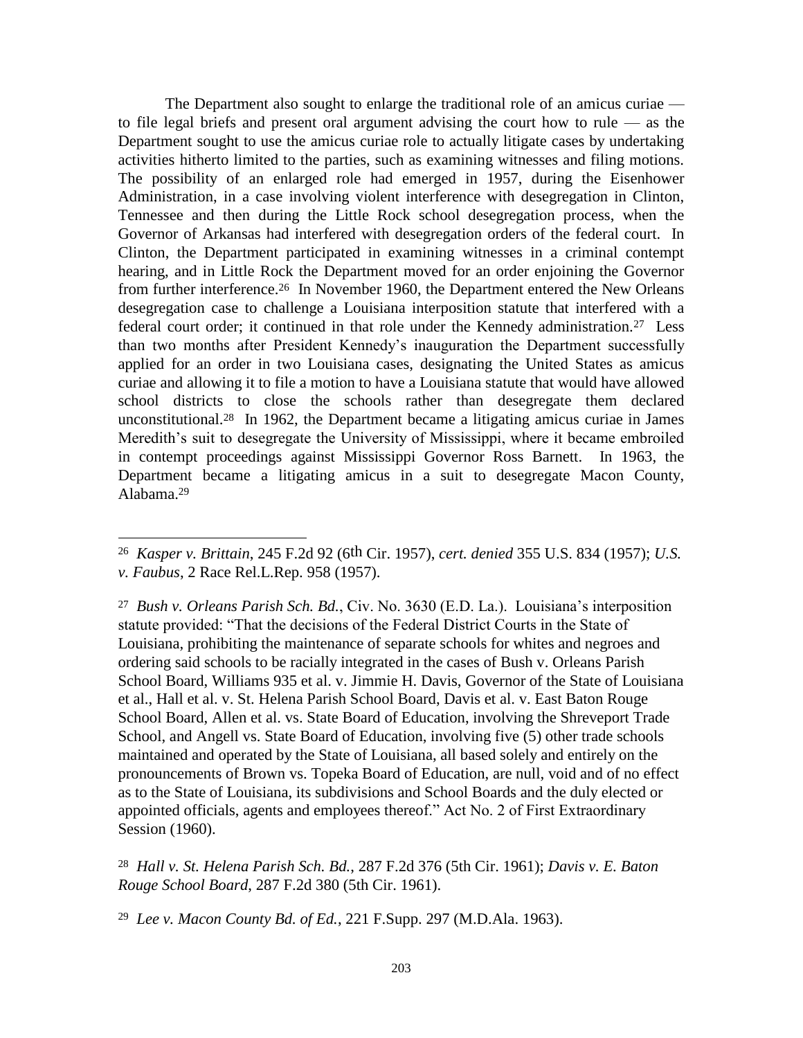The Department also sought to enlarge the traditional role of an amicus curiae — to file legal briefs and present oral argument advising the court how to rule — as the Department sought to use the amicus curiae role to actually litigate cases by undertaking activities hitherto limited to the parties, such as examining witnesses and filing motions. The possibility of an enlarged role had emerged in 1957, during the Eisenhower Administration, in a case involving violent interference with desegregation in Clinton, Tennessee and then during the Little Rock school desegregation process, when the Governor of Arkansas had interfered with desegregation orders of the federal court. In Clinton, the Department participated in examining witnesses in a criminal contempt hearing, and in Little Rock the Department moved for an order enjoining the Governor from further interference.[26] In November 1960, the Department entered the New Orleans desegregation case to challenge a Louisiana interposition statute that interfered with a federal court order; it continued in that role under the Kennedy administration.[27] Less than two months after President Kennedy's inauguration the Department successfully applied for an order in two Louisiana cases, designating the United States as amicus curiae and allowing it to file a motion to have a Louisiana statute that would have allowed school districts to close the schools rather than desegregate them declared unconstitutional.[28] In 1962, the Department became a litigating amicus curiae in James Meredith's suit to desegregate the University of Mississippi, where it became embroiled in contempt proceedings against Mississippi Governor Ross Barnett. In 1963, the Department became a litigating amicus in a suit to desegregate Macon County, Alabama.[29]

---

[26] *Kasper v. Brittain*, 245 F.2d 92 (6th Cir. 1957), *cert. denied* 355 U.S. 834 (1957); *U.S. v. Faubus*, 2 Race Rel.L.Rep. 958 (1957).

[27] *Bush v. Orleans Parish Sch. Bd.*, Civ. No. 3630 (E.D. La.). Louisiana's interposition statute provided: "That the decisions of the Federal District Courts in the State of Louisiana, prohibiting the maintenance of separate schools for whites and negroes and ordering said schools to be racially integrated in the cases of Bush v. Orleans Parish School Board, Williams 935 et al. v. Jimmie H. Davis, Governor of the State of Louisiana et al., Hall et al. v. St. Helena Parish School Board, Davis et al. v. East Baton Rouge School Board, Allen et al. vs. State Board of Education, involving the Shreveport Trade School, and Angell vs. State Board of Education, involving five (5) other trade schools maintained and operated by the State of Louisiana, all based solely and entirely on the pronouncements of Brown vs. Topeka Board of Education, are null, void and of no effect as to the State of Louisiana, its subdivisions and School Boards and the duly elected or appointed officials, agents and employees thereof." Act No. 2 of First Extraordinary Session (1960).

[28] *Hall v. St. Helena Parish Sch. Bd.*, 287 F.2d 376 (5th Cir. 1961); *Davis v. E. Baton Rouge School Board*, 287 F.2d 380 (5th Cir. 1961).

[29] *Lee v. Macon County Bd. of Ed.*, 221 F.Supp. 297 (M.D.Ala. 1963).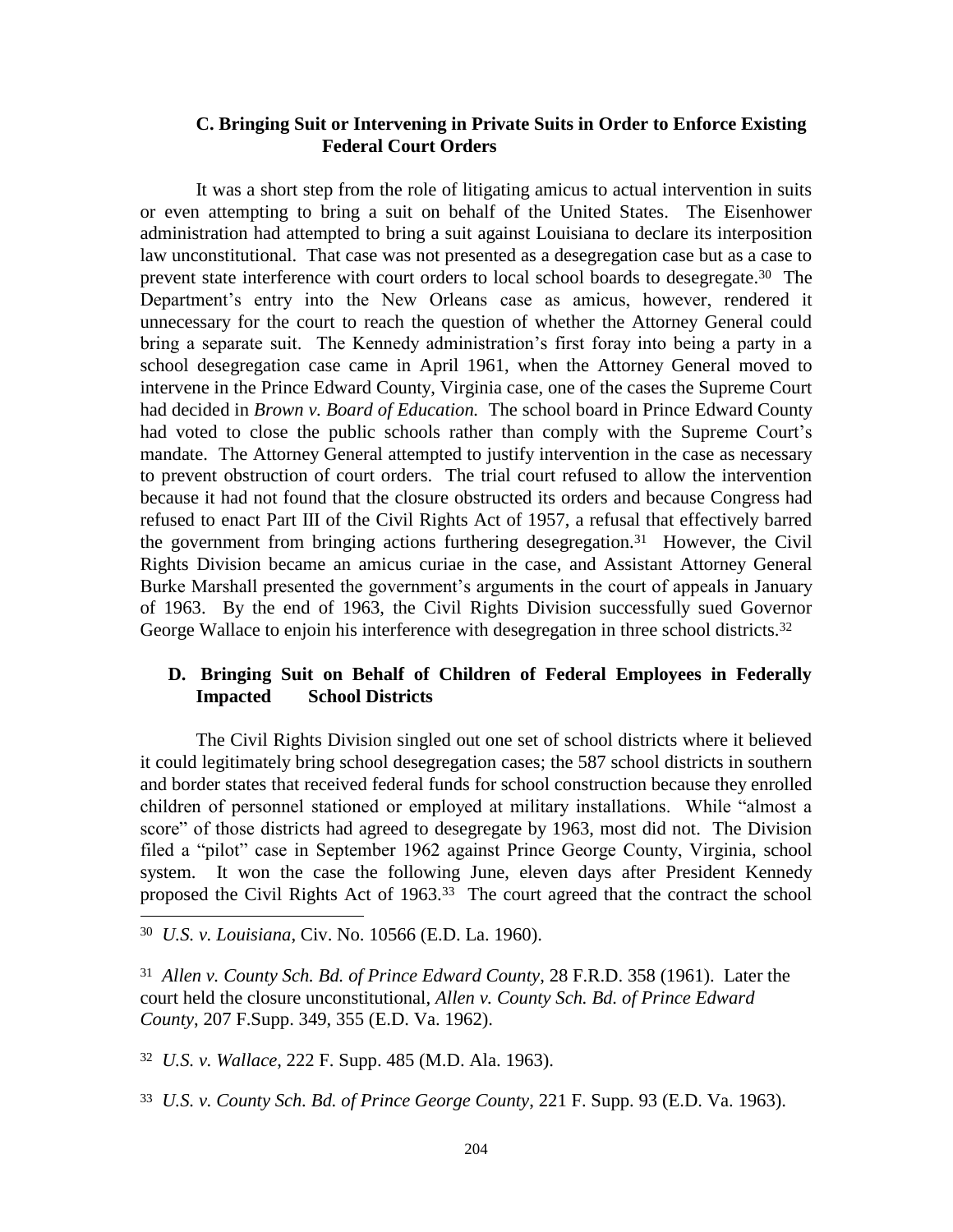### C. Bringing Suit or Intervening in Private Suits in Order to Enforce Existing Federal Court Orders

It was a short step from the role of litigating amicus to actual intervention in suits or even attempting to bring a suit on behalf of the United States. The Eisenhower administration had attempted to bring a suit against Louisiana to declare its interposition law unconstitutional. That case was not presented as a desegregation case but as a case to prevent state interference with court orders to local school boards to desegregate.[30] The Department's entry into the New Orleans case as amicus, however, rendered it unnecessary for the court to reach the question of whether the Attorney General could bring a separate suit. The Kennedy administration's first foray into being a party in a school desegregation case came in April 1961, when the Attorney General moved to intervene in the Prince Edward County, Virginia case, one of the cases the Supreme Court had decided in *Brown v. Board of Education.* The school board in Prince Edward County had voted to close the public schools rather than comply with the Supreme Court's mandate. The Attorney General attempted to justify intervention in the case as necessary to prevent obstruction of court orders. The trial court refused to allow the intervention because it had not found that the closure obstructed its orders and because Congress had refused to enact Part III of the Civil Rights Act of 1957, a refusal that effectively barred the government from bringing actions furthering desegregation.[31] However, the Civil Rights Division became an amicus curiae in the case, and Assistant Attorney General Burke Marshall presented the government's arguments in the court of appeals in January of 1963. By the end of 1963, the Civil Rights Division successfully sued Governor George Wallace to enjoin his interference with desegregation in three school districts.[32]

### D. Bringing Suit on Behalf of Children of Federal Employees in Federally Impacted School Districts

The Civil Rights Division singled out one set of school districts where it believed it could legitimately bring school desegregation cases; the 587 school districts in southern and border states that received federal funds for school construction because they enrolled children of personnel stationed or employed at military installations. While "almost a score" of those districts had agreed to desegregate by 1963, most did not. The Division filed a "pilot" case in September 1962 against Prince George County, Virginia, school system. It won the case the following June, eleven days after President Kennedy proposed the Civil Rights Act of 1963.[33] The court agreed that the contract the school

---

[30] *U.S. v. Louisiana*, Civ. No. 10566 (E.D. La. 1960).

[31] *Allen v. County Sch. Bd. of Prince Edward County*, 28 F.R.D. 358 (1961). Later the court held the closure unconstitutional, *Allen v. County Sch. Bd. of Prince Edward County*, 207 F.Supp. 349, 355 (E.D. Va. 1962).

[32] *U.S. v. Wallace*, 222 F. Supp. 485 (M.D. Ala. 1963).

[33] *U.S. v. County Sch. Bd. of Prince George County*, 221 F. Supp. 93 (E.D. Va. 1963).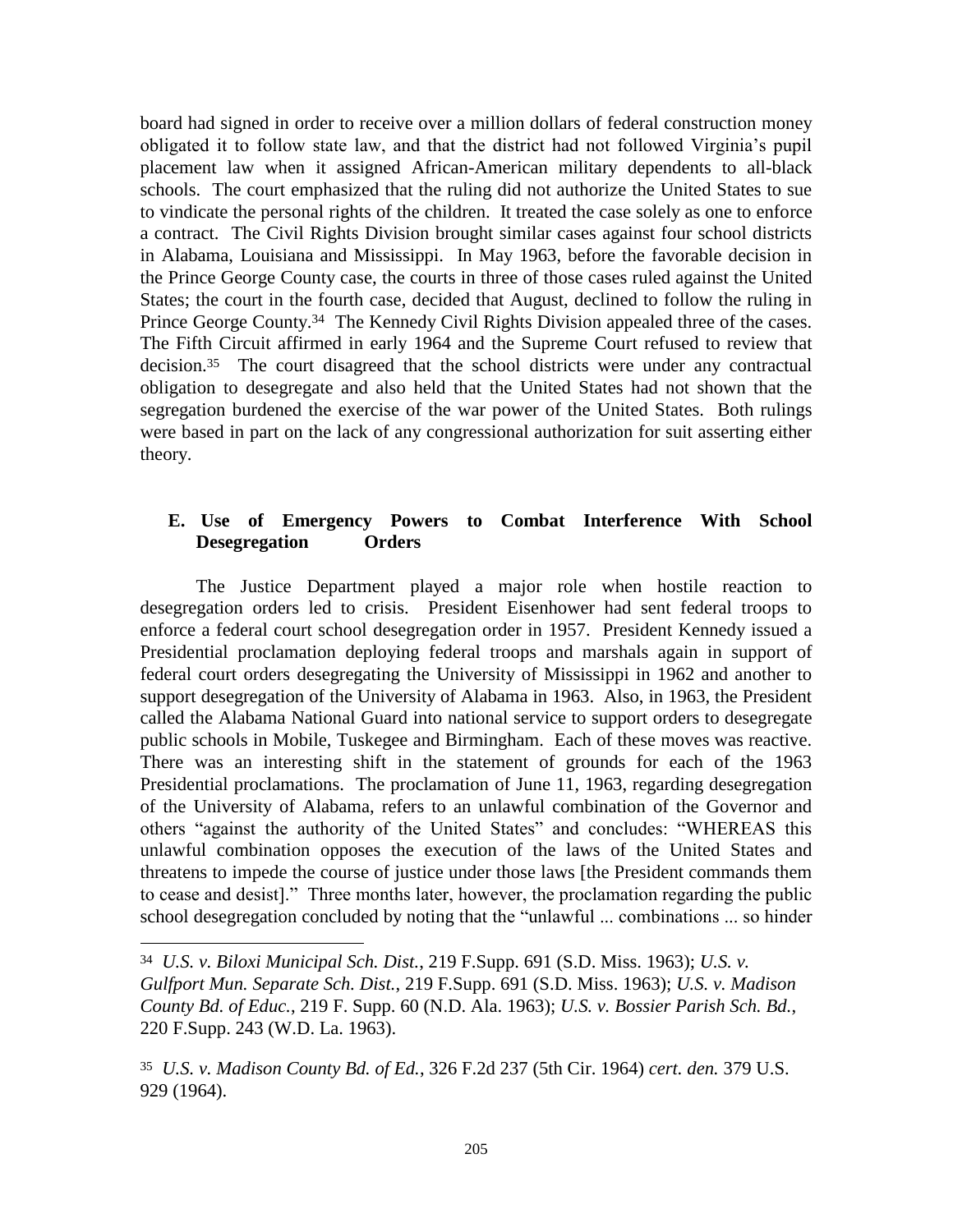board had signed in order to receive over a million dollars of federal construction money obligated it to follow state law, and that the district had not followed Virginia's pupil placement law when it assigned African-American military dependents to all-black schools. The court emphasized that the ruling did not authorize the United States to sue to vindicate the personal rights of the children. It treated the case solely as one to enforce a contract. The Civil Rights Division brought similar cases against four school districts in Alabama, Louisiana and Mississippi. In May 1963, before the favorable decision in the Prince George County case, the courts in three of those cases ruled against the United States; the court in the fourth case, decided that August, declined to follow the ruling in Prince George County.[34] The Kennedy Civil Rights Division appealed three of the cases. The Fifth Circuit affirmed in early 1964 and the Supreme Court refused to review that decision.[35] The court disagreed that the school districts were under any contractual obligation to desegregate and also held that the United States had not shown that the segregation burdened the exercise of the war power of the United States. Both rulings were based in part on the lack of any congressional authorization for suit asserting either theory.

### E. Use of Emergency Powers to Combat Interference With School Desegregation Orders

The Justice Department played a major role when hostile reaction to desegregation orders led to crisis. President Eisenhower had sent federal troops to enforce a federal court school desegregation order in 1957. President Kennedy issued a Presidential proclamation deploying federal troops and marshals again in support of federal court orders desegregating the University of Mississippi in 1962 and another to support desegregation of the University of Alabama in 1963. Also, in 1963, the President called the Alabama National Guard into national service to support orders to desegregate public schools in Mobile, Tuskegee and Birmingham. Each of these moves was reactive. There was an interesting shift in the statement of grounds for each of the 1963 Presidential proclamations. The proclamation of June 11, 1963, regarding desegregation of the University of Alabama, refers to an unlawful combination of the Governor and others "against the authority of the United States" and concludes: "WHEREAS this unlawful combination opposes the execution of the laws of the United States and threatens to impede the course of justice under those laws [the President commands them to cease and desist]." Three months later, however, the proclamation regarding the public school desegregation concluded by noting that the "unlawful ... combinations ... so hinder

---

[34] *U.S. v. Biloxi Municipal Sch. Dist.*, 219 F.Supp. 691 (S.D. Miss. 1963); *U.S. v. Gulfport Mun. Separate Sch. Dist.*, 219 F.Supp. 691 (S.D. Miss. 1963); *U.S. v. Madison County Bd. of Educ.*, 219 F. Supp. 60 (N.D. Ala. 1963); *U.S. v. Bossier Parish Sch. Bd.*, 220 F.Supp. 243 (W.D. La. 1963).

[35] *U.S. v. Madison County Bd. of Ed.*, 326 F.2d 237 (5th Cir. 1964) *cert. den.* 379 U.S. 929 (1964).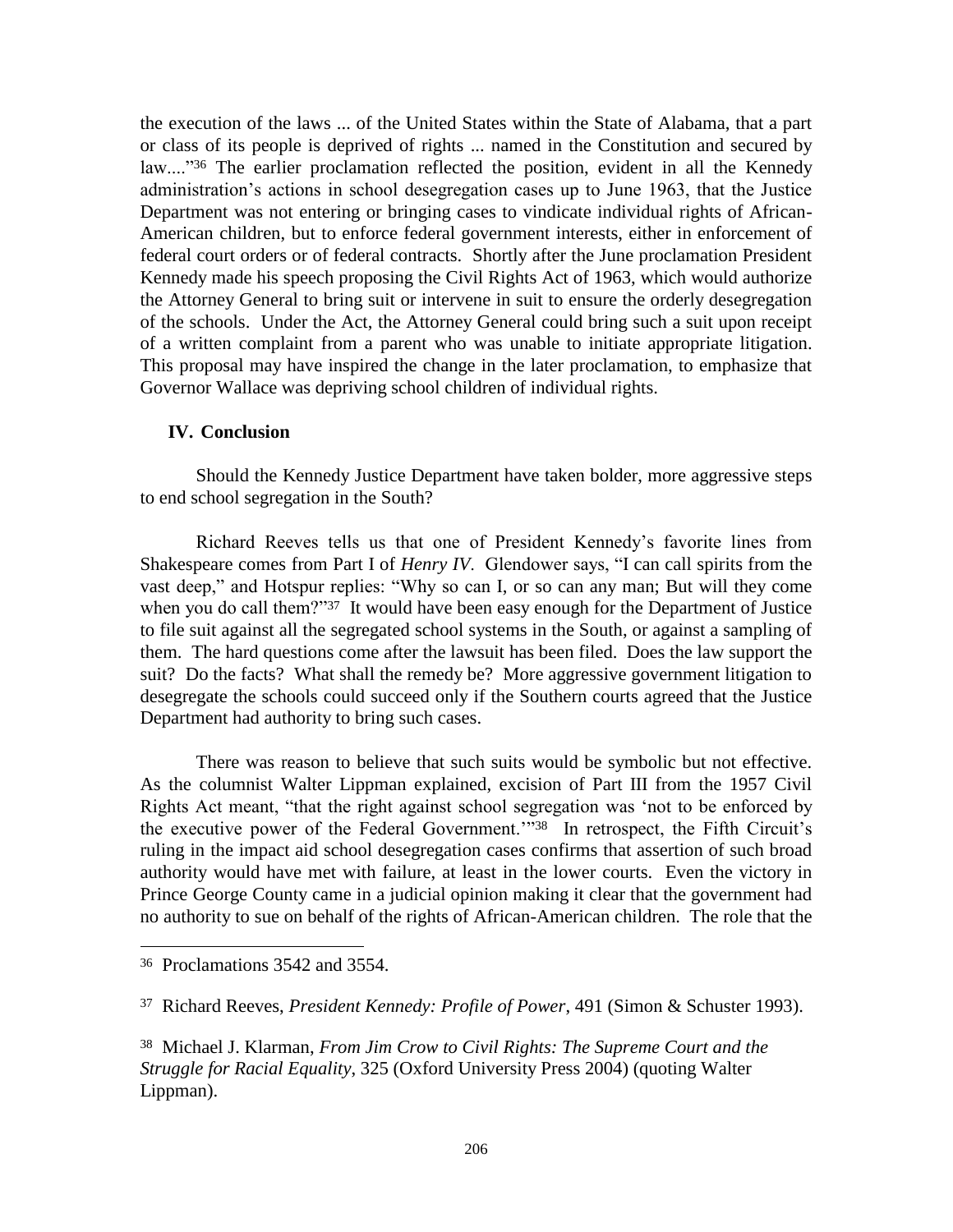the execution of the laws ... of the United States within the State of Alabama, that a part or class of its people is deprived of rights ... named in the Constitution and secured by law...."[36] The earlier proclamation reflected the position, evident in all the Kennedy administration's actions in school desegregation cases up to June 1963, that the Justice Department was not entering or bringing cases to vindicate individual rights of African-American children, but to enforce federal government interests, either in enforcement of federal court orders or of federal contracts. Shortly after the June proclamation President Kennedy made his speech proposing the Civil Rights Act of 1963, which would authorize the Attorney General to bring suit or intervene in suit to ensure the orderly desegregation of the schools. Under the Act, the Attorney General could bring such a suit upon receipt of a written complaint from a parent who was unable to initiate appropriate litigation. This proposal may have inspired the change in the later proclamation, to emphasize that Governor Wallace was depriving school children of individual rights.

## IV. Conclusion

Should the Kennedy Justice Department have taken bolder, more aggressive steps to end school segregation in the South?

Richard Reeves tells us that one of President Kennedy's favorite lines from Shakespeare comes from Part I of *Henry IV*. Glendower says, "I can call spirits from the vast deep," and Hotspur replies: "Why so can I, or so can any man; But will they come when you do call them?"[37] It would have been easy enough for the Department of Justice to file suit against all the segregated school systems in the South, or against a sampling of them. The hard questions come after the lawsuit has been filed. Does the law support the suit? Do the facts? What shall the remedy be? More aggressive government litigation to desegregate the schools could succeed only if the Southern courts agreed that the Justice Department had authority to bring such cases.

There was reason to believe that such suits would be symbolic but not effective. As the columnist Walter Lippman explained, excision of Part III from the 1957 Civil Rights Act meant, "that the right against school segregation was 'not to be enforced by the executive power of the Federal Government.'"[38] In retrospect, the Fifth Circuit's ruling in the impact aid school desegregation cases confirms that assertion of such broad authority would have met with failure, at least in the lower courts. Even the victory in Prince George County came in a judicial opinion making it clear that the government had no authority to sue on behalf of the rights of African-American children. The role that the

---

[36] Proclamations 3542 and 3554.

[37] Richard Reeves, *President Kennedy: Profile of Power*, 491 (Simon & Schuster 1993).

[38] Michael J. Klarman, *From Jim Crow to Civil Rights: The Supreme Court and the Struggle for Racial Equality*, 325 (Oxford University Press 2004) (quoting Walter Lippman).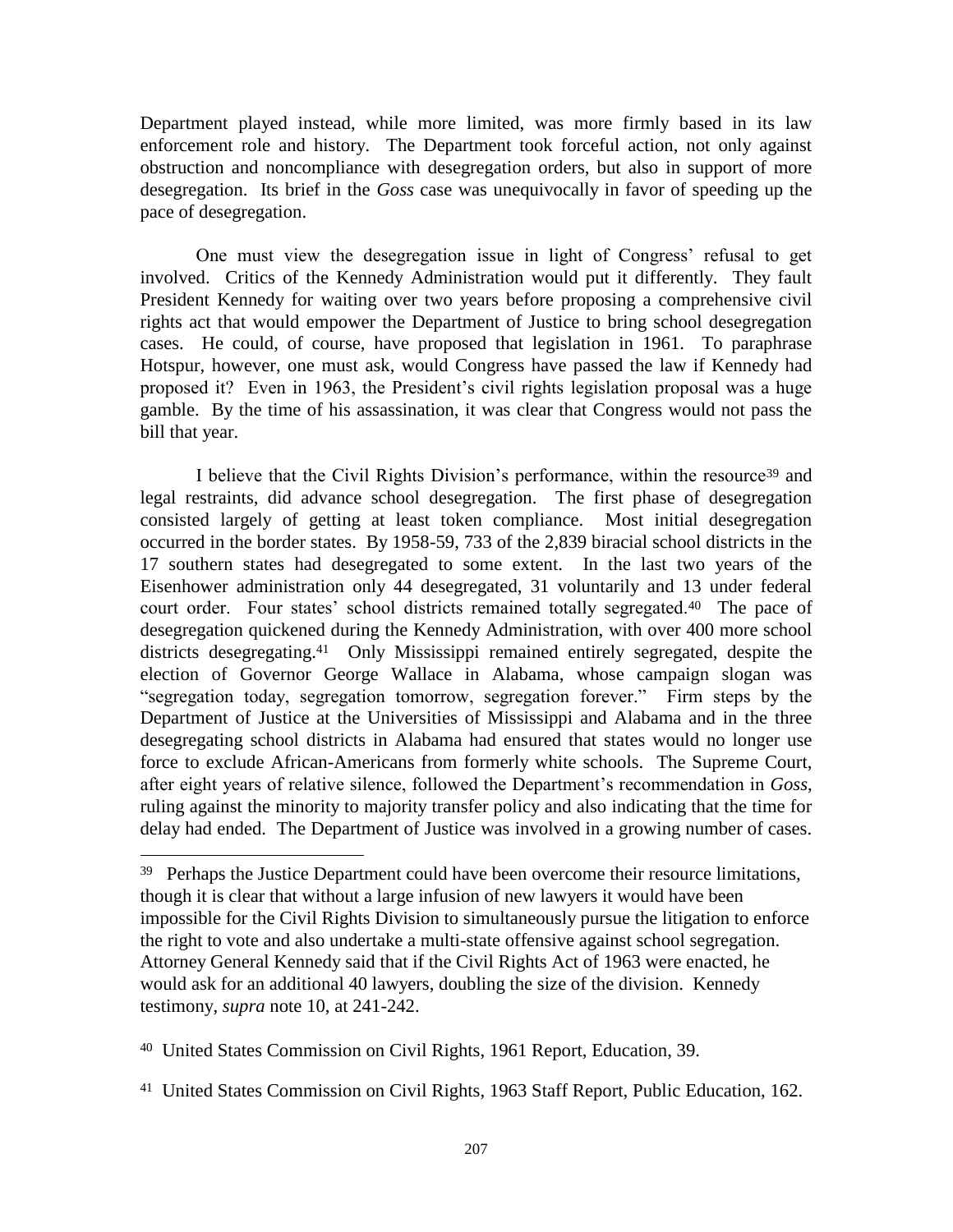Department played instead, while more limited, was more firmly based in its law enforcement role and history. The Department took forceful action, not only against obstruction and noncompliance with desegregation orders, but also in support of more desegregation. Its brief in the *Goss* case was unequivocally in favor of speeding up the pace of desegregation.

One must view the desegregation issue in light of Congress' refusal to get involved. Critics of the Kennedy Administration would put it differently. They fault President Kennedy for waiting over two years before proposing a comprehensive civil rights act that would empower the Department of Justice to bring school desegregation cases. He could, of course, have proposed that legislation in 1961. To paraphrase Hotspur, however, one must ask, would Congress have passed the law if Kennedy had proposed it? Even in 1963, the President's civil rights legislation proposal was a huge gamble. By the time of his assassination, it was clear that Congress would not pass the bill that year.

I believe that the Civil Rights Division's performance, within the resource[39] and legal restraints, did advance school desegregation. The first phase of desegregation consisted largely of getting at least token compliance. Most initial desegregation occurred in the border states. By 1958-59, 733 of the 2,839 biracial school districts in the 17 southern states had desegregated to some extent. In the last two years of the Eisenhower administration only 44 desegregated, 31 voluntarily and 13 under federal court order. Four states' school districts remained totally segregated.[40] The pace of desegregation quickened during the Kennedy Administration, with over 400 more school districts desegregating.[41] Only Mississippi remained entirely segregated, despite the election of Governor George Wallace in Alabama, whose campaign slogan was "segregation today, segregation tomorrow, segregation forever." Firm steps by the Department of Justice at the Universities of Mississippi and Alabama and in the three desegregating school districts in Alabama had ensured that states would no longer use force to exclude African-Americans from formerly white schools. The Supreme Court, after eight years of relative silence, followed the Department's recommendation in *Goss*, ruling against the minority to majority transfer policy and also indicating that the time for delay had ended. The Department of Justice was involved in a growing number of cases.

---

[39] Perhaps the Justice Department could have been overcome their resource limitations, though it is clear that without a large infusion of new lawyers it would have been impossible for the Civil Rights Division to simultaneously pursue the litigation to enforce the right to vote and also undertake a multi-state offensive against school segregation. Attorney General Kennedy said that if the Civil Rights Act of 1963 were enacted, he would ask for an additional 40 lawyers, doubling the size of the division. Kennedy testimony, *supra* note 10, at 241-242.

[40] United States Commission on Civil Rights, 1961 Report, Education, 39.

[41] United States Commission on Civil Rights, 1963 Staff Report, Public Education, 162.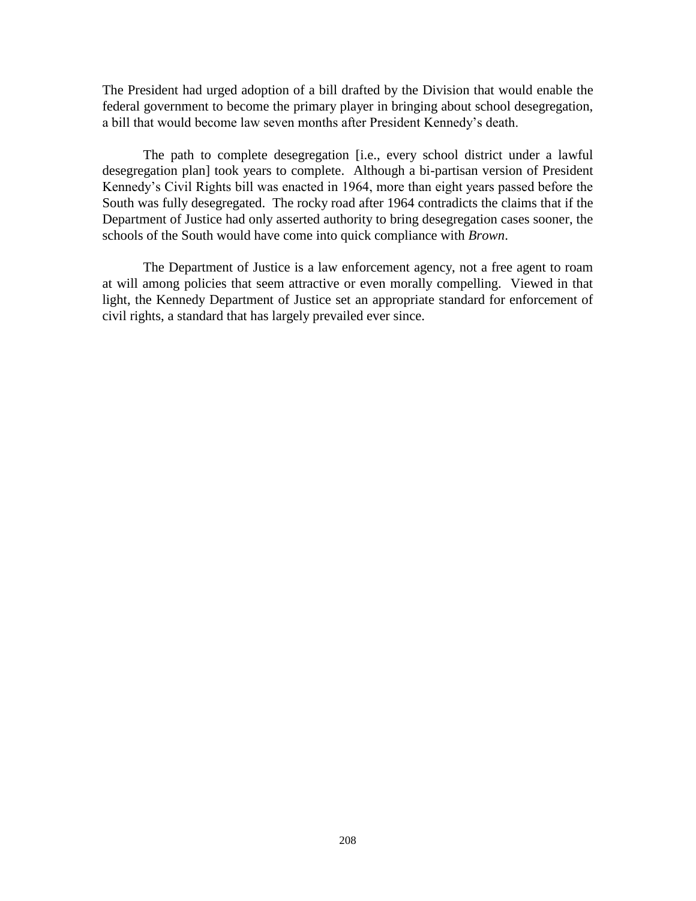The President had urged adoption of a bill drafted by the Division that would enable the federal government to become the primary player in bringing about school desegregation, a bill that would become law seven months after President Kennedy's death.

The path to complete desegregation [i.e., every school district under a lawful desegregation plan] took years to complete. Although a bi-partisan version of President Kennedy's Civil Rights bill was enacted in 1964, more than eight years passed before the South was fully desegregated. The rocky road after 1964 contradicts the claims that if the Department of Justice had only asserted authority to bring desegregation cases sooner, the schools of the South would have come into quick compliance with *Brown*.

The Department of Justice is a law enforcement agency, not a free agent to roam at will among policies that seem attractive or even morally compelling. Viewed in that light, the Kennedy Department of Justice set an appropriate standard for enforcement of civil rights, a standard that has largely prevailed ever since.